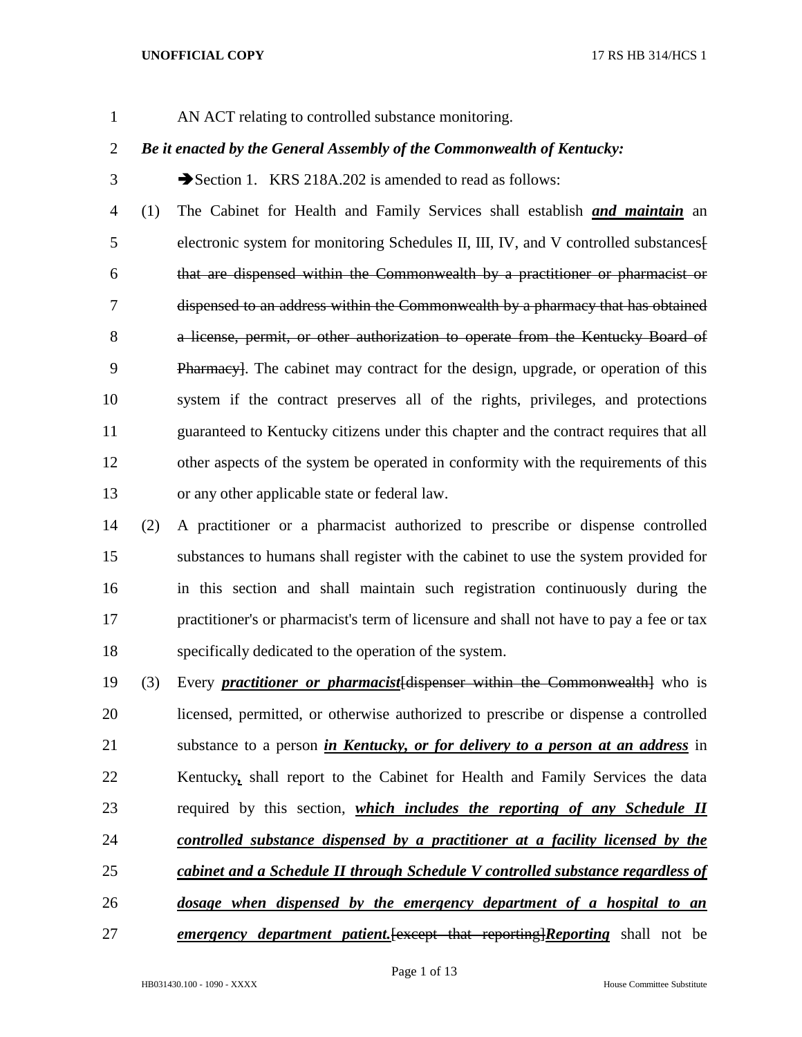AN ACT relating to controlled substance monitoring.

***Be it enacted by the General Assembly of the Commonwealth of Kentucky:***

➔Section 1. KRS 218A.202 is amended to read as follows:

(1) The Cabinet for Health and Family Services shall establish ***and maintain*** an electronic system for monitoring Schedules II, III, IV, and V controlled substances[ that are dispensed within the Commonwealth by a practitioner or pharmacist or dispensed to an address within the Commonwealth by a pharmacy that has obtained a license, permit, or other authorization to operate from the Kentucky Board of Pharmacy]. The cabinet may contract for the design, upgrade, or operation of this system if the contract preserves all of the rights, privileges, and protections guaranteed to Kentucky citizens under this chapter and the contract requires that all other aspects of the system be operated in conformity with the requirements of this or any other applicable state or federal law.

(2) A practitioner or a pharmacist authorized to prescribe or dispense controlled substances to humans shall register with the cabinet to use the system provided for in this section and shall maintain such registration continuously during the practitioner's or pharmacist's term of licensure and shall not have to pay a fee or tax specifically dedicated to the operation of the system.

(3) Every ***practitioner or pharmacist***[dispenser within the Commonwealth] who is licensed, permitted, or otherwise authorized to prescribe or dispense a controlled substance to a person ***in Kentucky, or for delivery to a person at an address*** in Kentucky***,*** shall report to the Cabinet for Health and Family Services the data required by this section, ***which includes the reporting of any Schedule II controlled substance dispensed by a practitioner at a facility licensed by the cabinet and a Schedule II through Schedule V controlled substance regardless of dosage when dispensed by the emergency department of a hospital to an emergency department patient.***[except that reporting]***Reporting*** shall not be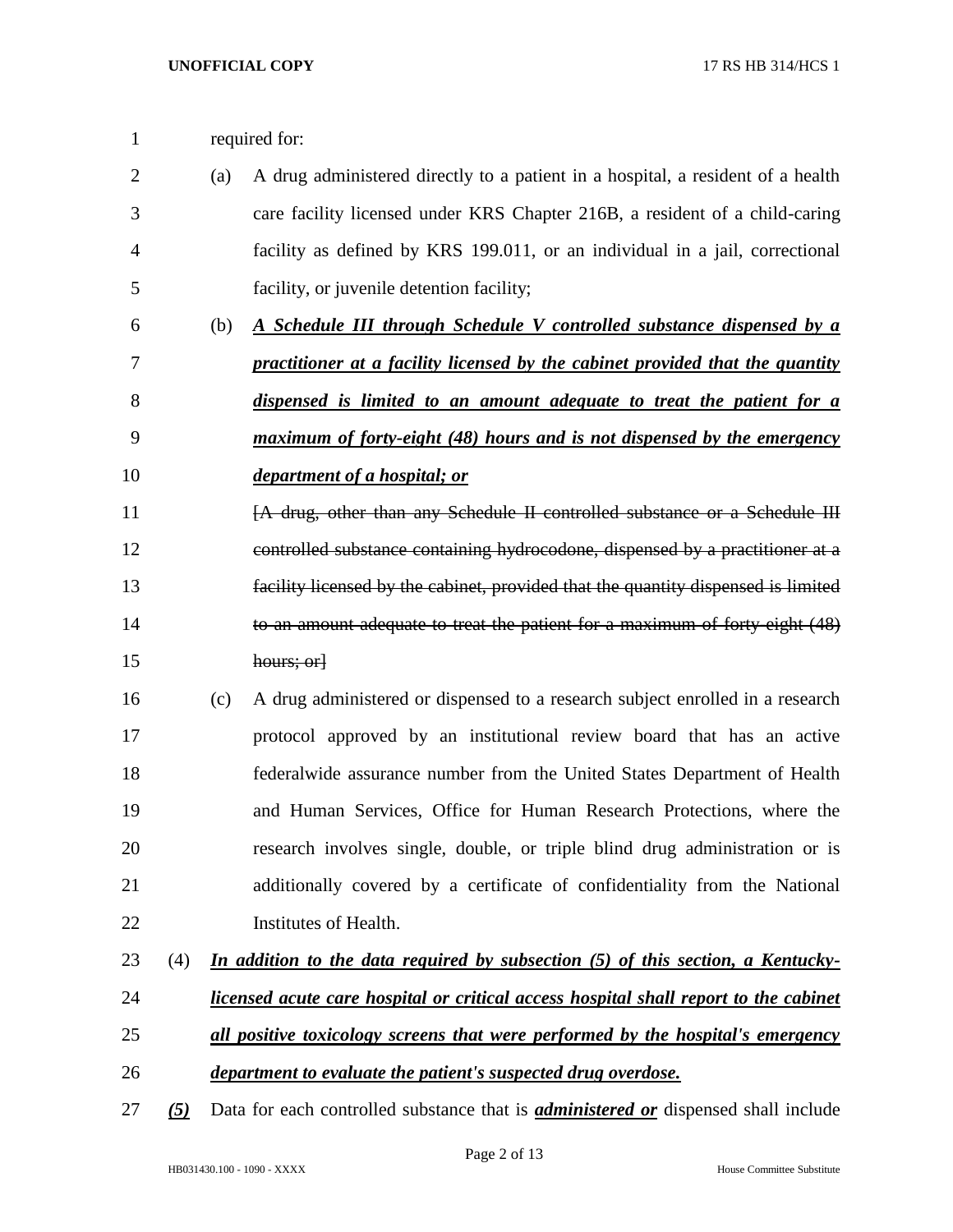required for:

(a) A drug administered directly to a patient in a hospital, a resident of a health care facility licensed under KRS Chapter 216B, a resident of a child-caring facility as defined by KRS 199.011, or an individual in a jail, correctional facility, or juvenile detention facility;

(b) ***A Schedule III through Schedule V controlled substance dispensed by a practitioner at a facility licensed by the cabinet provided that the quantity dispensed is limited to an amount adequate to treat the patient for a maximum of forty-eight (48) hours and is not dispensed by the emergency department of a hospital; or***

~~[A drug, other than any Schedule II controlled substance or a Schedule III controlled substance containing hydrocodone, dispensed by a practitioner at a facility licensed by the cabinet, provided that the quantity dispensed is limited to an amount adequate to treat the patient for a maximum of forty-eight (48) hours; or]~~

(c) A drug administered or dispensed to a research subject enrolled in a research protocol approved by an institutional review board that has an active federalwide assurance number from the United States Department of Health and Human Services, Office for Human Research Protections, where the research involves single, double, or triple blind drug administration or is additionally covered by a certificate of confidentiality from the National Institutes of Health.

(4) ***In addition to the data required by subsection (5) of this section, a Kentucky-licensed acute care hospital or critical access hospital shall report to the cabinet all positive toxicology screens that were performed by the hospital's emergency department to evaluate the patient's suspected drug overdose.***

***(5)*** Data for each controlled substance that is ***administered or*** dispensed shall include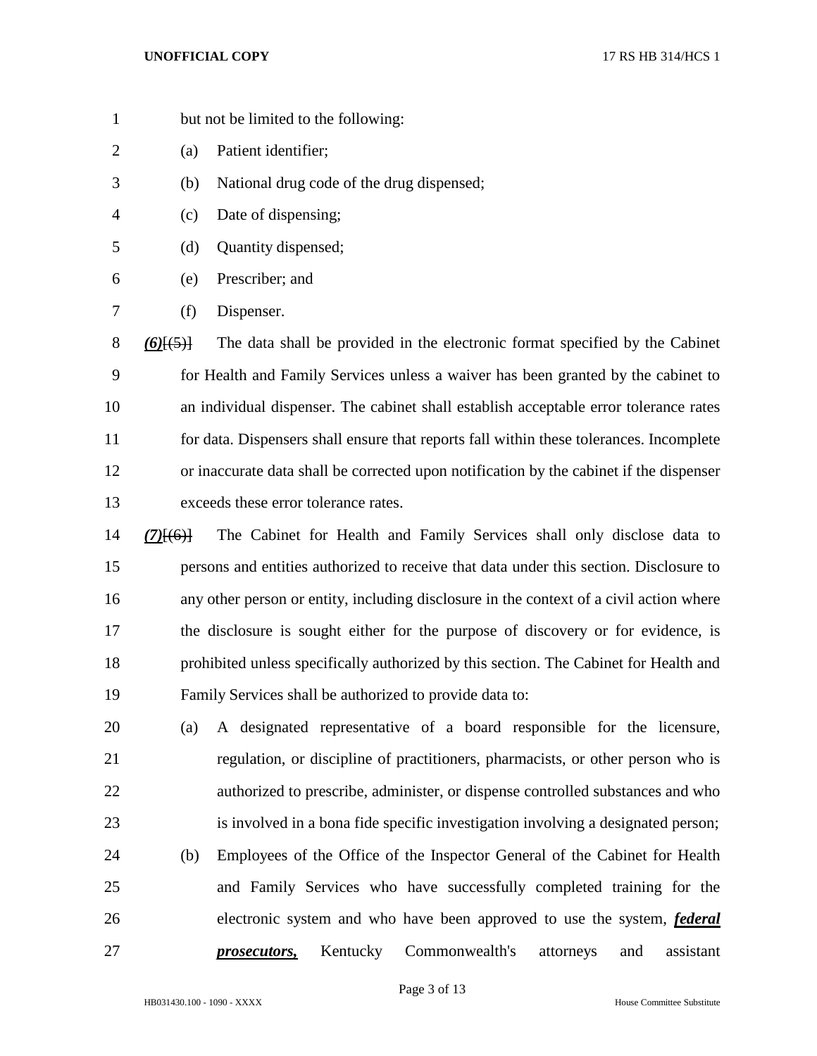but not be limited to the following:

(a) Patient identifier;

(b) National drug code of the drug dispensed;

(c) Date of dispensing;

(d) Quantity dispensed;

(e) Prescriber; and

(f) Dispenser.

***(6)***~~[(5)]~~ The data shall be provided in the electronic format specified by the Cabinet for Health and Family Services unless a waiver has been granted by the cabinet to an individual dispenser. The cabinet shall establish acceptable error tolerance rates for data. Dispensers shall ensure that reports fall within these tolerances. Incomplete or inaccurate data shall be corrected upon notification by the cabinet if the dispenser exceeds these error tolerance rates.

***(7)***~~[(6)]~~ The Cabinet for Health and Family Services shall only disclose data to persons and entities authorized to receive that data under this section. Disclosure to any other person or entity, including disclosure in the context of a civil action where the disclosure is sought either for the purpose of discovery or for evidence, is prohibited unless specifically authorized by this section. The Cabinet for Health and Family Services shall be authorized to provide data to:

(a) A designated representative of a board responsible for the licensure, regulation, or discipline of practitioners, pharmacists, or other person who is authorized to prescribe, administer, or dispense controlled substances and who is involved in a bona fide specific investigation involving a designated person;

(b) Employees of the Office of the Inspector General of the Cabinet for Health and Family Services who have successfully completed training for the electronic system and who have been approved to use the system, ***federal prosecutors,*** Kentucky Commonwealth's attorneys and assistant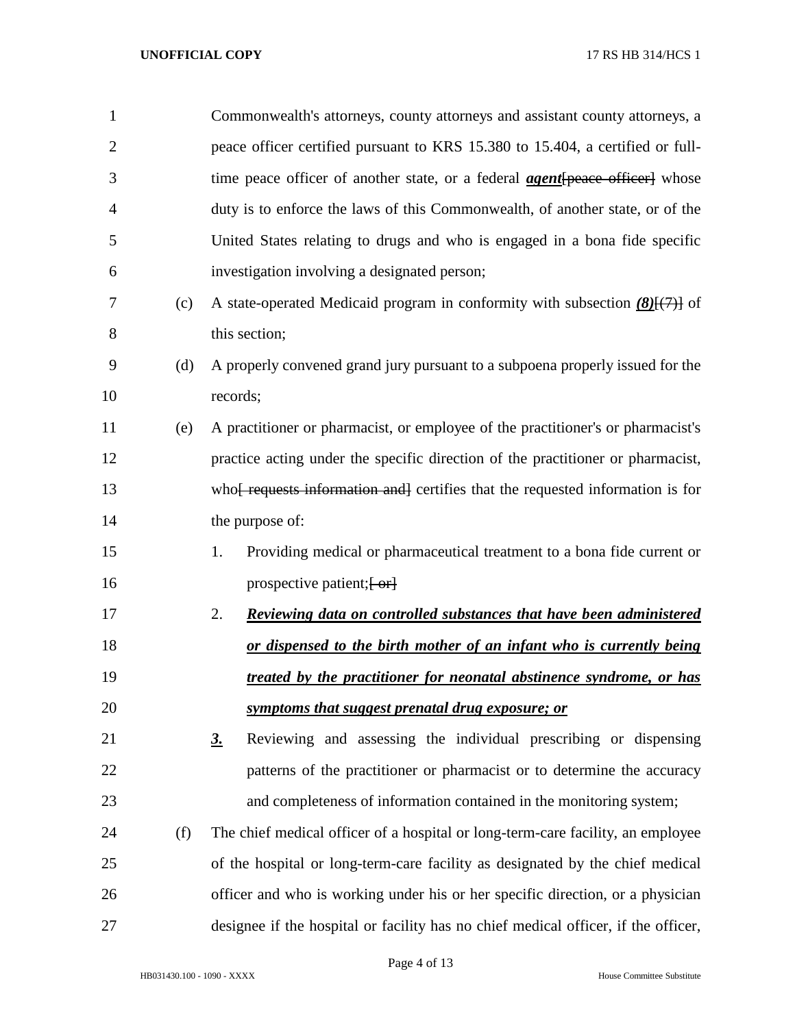Commonwealth's attorneys, county attorneys and assistant county attorneys, a peace officer certified pursuant to KRS 15.380 to 15.404, a certified or full-time peace officer of another state, or a federal ***agent***~~[peace officer]~~ whose duty is to enforce the laws of this Commonwealth, of another state, or of the United States relating to drugs and who is engaged in a bona fide specific investigation involving a designated person;

(c) A state-operated Medicaid program in conformity with subsection ***(8)***~~[(7)]~~ of this section;

(d) A properly convened grand jury pursuant to a subpoena properly issued for the records;

(e) A practitioner or pharmacist, or employee of the practitioner's or pharmacist's practice acting under the specific direction of the practitioner or pharmacist, who~~[ requests information and]~~ certifies that the requested information is for the purpose of:

1. Providing medical or pharmaceutical treatment to a bona fide current or prospective patient;~~[ or]~~

2. ***Reviewing data on controlled substances that have been administered or dispensed to the birth mother of an infant who is currently being treated by the practitioner for neonatal abstinence syndrome, or has symptoms that suggest prenatal drug exposure; or***

***3.*** Reviewing and assessing the individual prescribing or dispensing patterns of the practitioner or pharmacist or to determine the accuracy and completeness of information contained in the monitoring system;

(f) The chief medical officer of a hospital or long-term-care facility, an employee of the hospital or long-term-care facility as designated by the chief medical officer and who is working under his or her specific direction, or a physician designee if the hospital or facility has no chief medical officer, if the officer,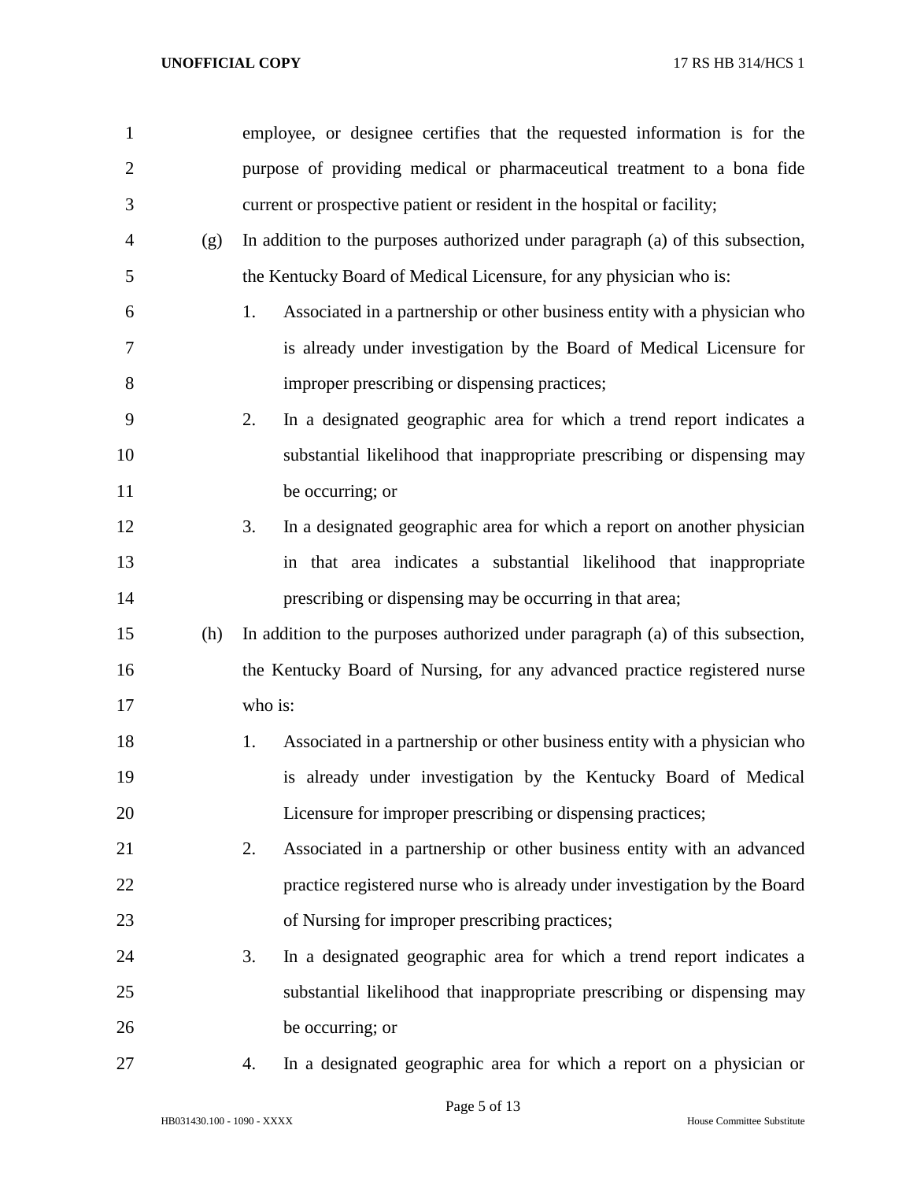employee, or designee certifies that the requested information is for the purpose of providing medical or pharmaceutical treatment to a bona fide current or prospective patient or resident in the hospital or facility;

(g) In addition to the purposes authorized under paragraph (a) of this subsection, the Kentucky Board of Medical Licensure, for any physician who is:

1. Associated in a partnership or other business entity with a physician who is already under investigation by the Board of Medical Licensure for improper prescribing or dispensing practices;

2. In a designated geographic area for which a trend report indicates a substantial likelihood that inappropriate prescribing or dispensing may be occurring; or

3. In a designated geographic area for which a report on another physician in that area indicates a substantial likelihood that inappropriate prescribing or dispensing may be occurring in that area;

(h) In addition to the purposes authorized under paragraph (a) of this subsection, the Kentucky Board of Nursing, for any advanced practice registered nurse who is:

1. Associated in a partnership or other business entity with a physician who is already under investigation by the Kentucky Board of Medical Licensure for improper prescribing or dispensing practices;

2. Associated in a partnership or other business entity with an advanced practice registered nurse who is already under investigation by the Board of Nursing for improper prescribing practices;

3. In a designated geographic area for which a trend report indicates a substantial likelihood that inappropriate prescribing or dispensing may be occurring; or

4. In a designated geographic area for which a report on a physician or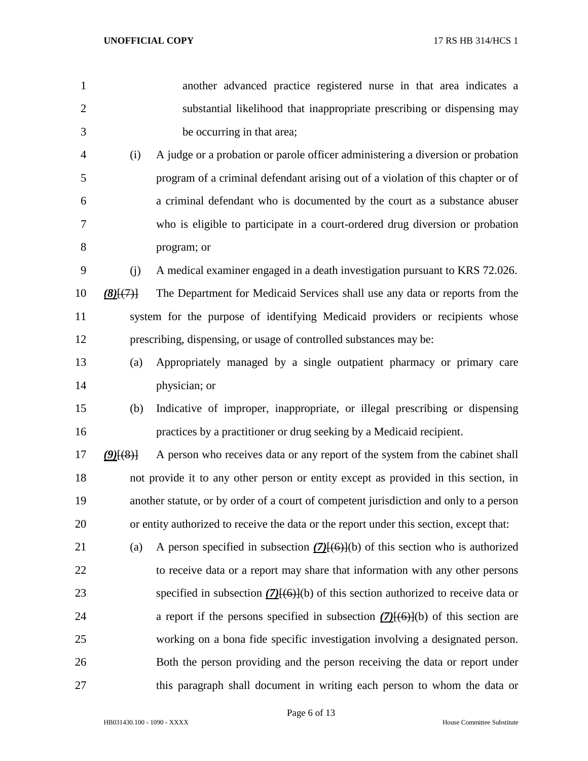another advanced practice registered nurse in that area indicates a substantial likelihood that inappropriate prescribing or dispensing may be occurring in that area;

(i) A judge or a probation or parole officer administering a diversion or probation program of a criminal defendant arising out of a violation of this chapter or of a criminal defendant who is documented by the court as a substance abuser who is eligible to participate in a court-ordered drug diversion or probation program; or

(j) A medical examiner engaged in a death investigation pursuant to KRS 72.026.

***(8)***~~[(7)]~~ The Department for Medicaid Services shall use any data or reports from the system for the purpose of identifying Medicaid providers or recipients whose prescribing, dispensing, or usage of controlled substances may be:

(a) Appropriately managed by a single outpatient pharmacy or primary care physician; or

(b) Indicative of improper, inappropriate, or illegal prescribing or dispensing practices by a practitioner or drug seeking by a Medicaid recipient.

***(9)***~~[(8)]~~ A person who receives data or any report of the system from the cabinet shall not provide it to any other person or entity except as provided in this section, in another statute, or by order of a court of competent jurisdiction and only to a person or entity authorized to receive the data or the report under this section, except that:

(a) A person specified in subsection ***(7)***~~[(6)]~~(b) of this section who is authorized to receive data or a report may share that information with any other persons specified in subsection ***(7)***~~[(6)]~~(b) of this section authorized to receive data or a report if the persons specified in subsection ***(7)***~~[(6)]~~(b) of this section are working on a bona fide specific investigation involving a designated person. Both the person providing and the person receiving the data or report under this paragraph shall document in writing each person to whom the data or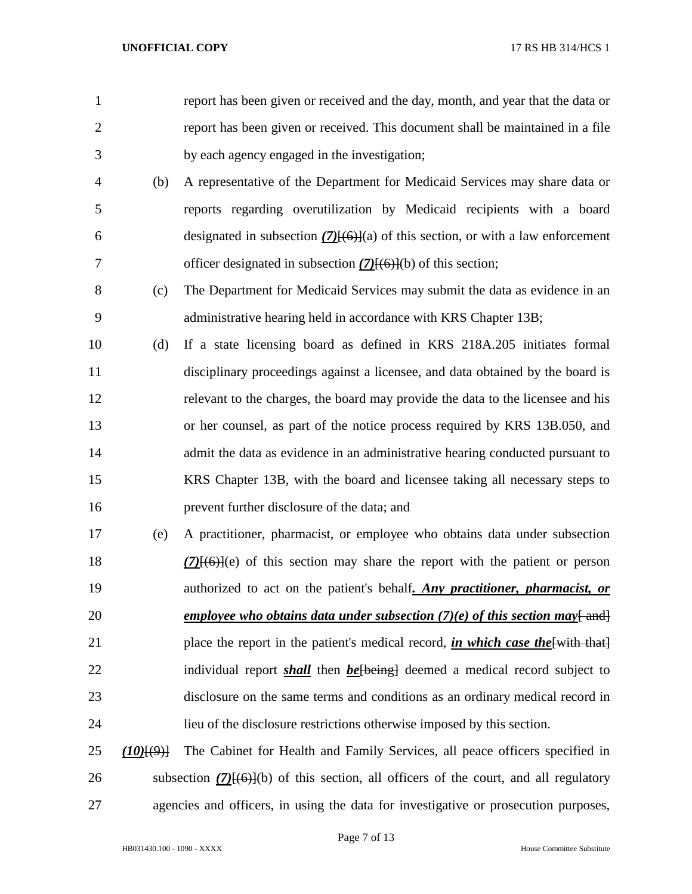report has been given or received and the day, month, and year that the data or report has been given or received. This document shall be maintained in a file by each agency engaged in the investigation;

(b) A representative of the Department for Medicaid Services may share data or reports regarding overutilization by Medicaid recipients with a board designated in subsection ***(7)***~~[(6)]~~(a) of this section, or with a law enforcement officer designated in subsection ***(7)***~~[(6)]~~(b) of this section;

(c) The Department for Medicaid Services may submit the data as evidence in an administrative hearing held in accordance with KRS Chapter 13B;

(d) If a state licensing board as defined in KRS 218A.205 initiates formal disciplinary proceedings against a licensee, and data obtained by the board is relevant to the charges, the board may provide the data to the licensee and his or her counsel, as part of the notice process required by KRS 13B.050, and admit the data as evidence in an administrative hearing conducted pursuant to KRS Chapter 13B, with the board and licensee taking all necessary steps to prevent further disclosure of the data; and

(e) A practitioner, pharmacist, or employee who obtains data under subsection ***(7)***~~[(6)]~~(e) of this section may share the report with the patient or person authorized to act on the patient's behalf***. Any practitioner, pharmacist, or employee who obtains data under subsection (7)(e) of this section may***~~[ and]~~ place the report in the patient's medical record, ***in which case the***~~[with that]~~ individual report ***shall*** then ***be***~~[being]~~ deemed a medical record subject to disclosure on the same terms and conditions as an ordinary medical record in lieu of the disclosure restrictions otherwise imposed by this section.

***(10)***~~[(9)]~~ The Cabinet for Health and Family Services, all peace officers specified in subsection ***(7)***~~[(6)]~~(b) of this section, all officers of the court, and all regulatory agencies and officers, in using the data for investigative or prosecution purposes,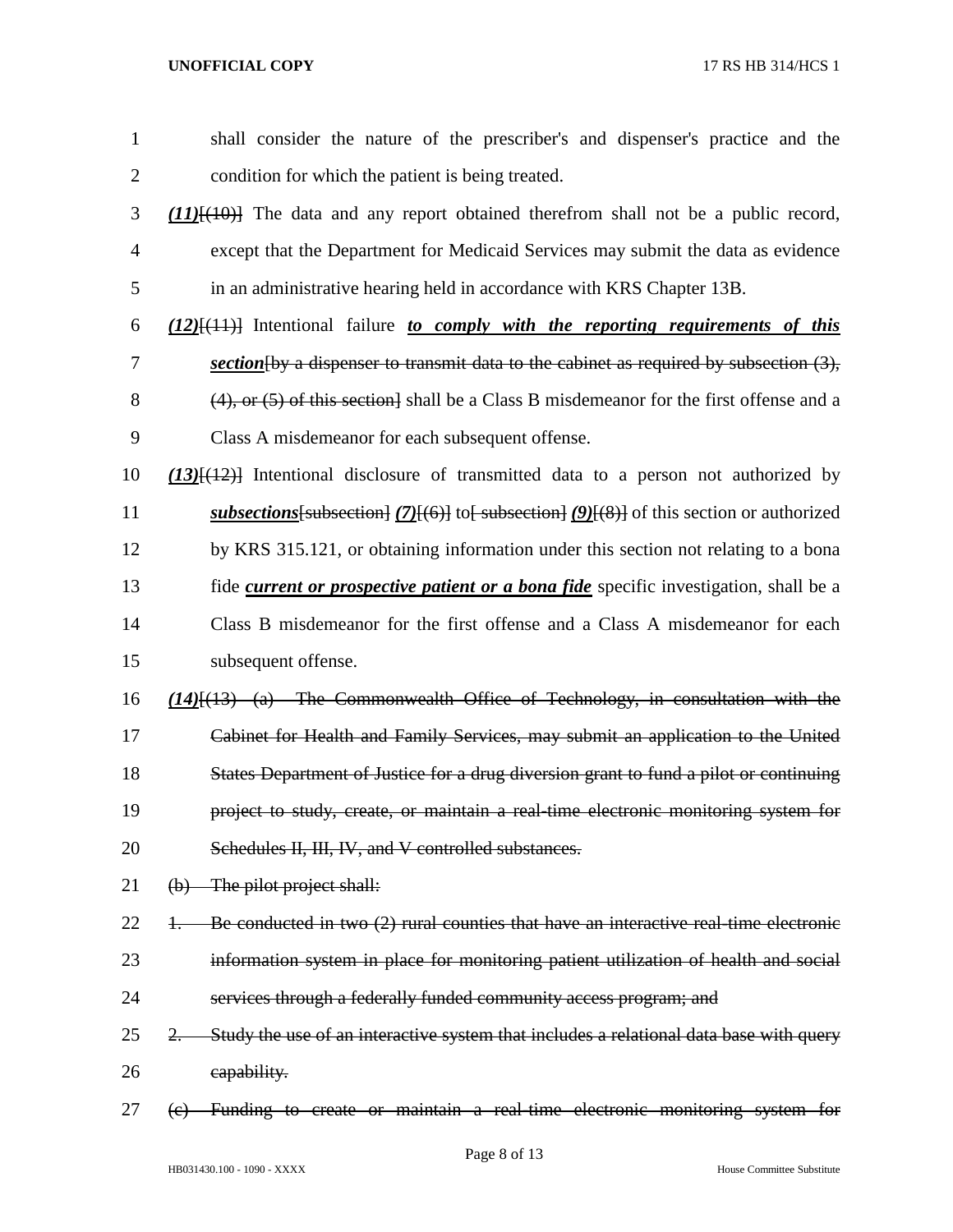shall consider the nature of the prescriber's and dispenser's practice and the condition for which the patient is being treated.

***(11)***~~[(10)]~~ The data and any report obtained therefrom shall not be a public record, except that the Department for Medicaid Services may submit the data as evidence in an administrative hearing held in accordance with KRS Chapter 13B.

***(12)***~~[(11)]~~ Intentional failure ***to comply with the reporting requirements of this section***~~[by a dispenser to transmit data to the cabinet as required by subsection (3), (4), or (5) of this section]~~ shall be a Class B misdemeanor for the first offense and a Class A misdemeanor for each subsequent offense.

***(13)***~~[(12)]~~ Intentional disclosure of transmitted data to a person not authorized by ***subsections***~~[subsection]~~ ***(7)***~~[(6)]~~ to~~[ subsection]~~ ***(9)***~~[(8)]~~ of this section or authorized by KRS 315.121, or obtaining information under this section not relating to a bona fide ***current or prospective patient or a bona fide*** specific investigation, shall be a Class B misdemeanor for the first offense and a Class A misdemeanor for each subsequent offense.

***(14)***~~[(13) (a) The Commonwealth Office of Technology, in consultation with the Cabinet for Health and Family Services, may submit an application to the United States Department of Justice for a drug diversion grant to fund a pilot or continuing project to study, create, or maintain a real-time electronic monitoring system for Schedules II, III, IV, and V controlled substances.~~

~~(b) The pilot project shall:~~

~~1. Be conducted in two (2) rural counties that have an interactive real-time electronic information system in place for monitoring patient utilization of health and social services through a federally funded community access program; and~~

~~2. Study the use of an interactive system that includes a relational data base with query capability.~~

~~(c) Funding to create or maintain a real-time electronic monitoring system for~~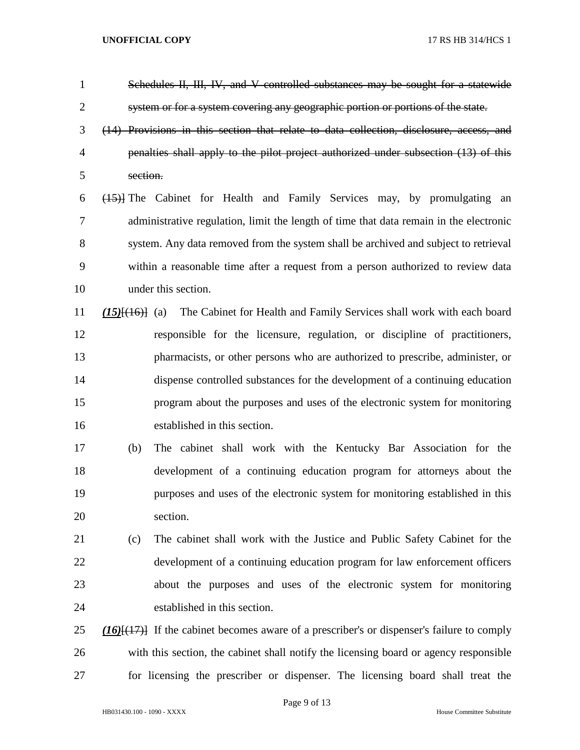~~Schedules II, III, IV, and V controlled substances may be sought for a statewide system or for a system covering any geographic portion or portions of the state.~~

~~(14) Provisions in this section that relate to data collection, disclosure, access, and penalties shall apply to the pilot project authorized under subsection (13) of this section.~~

~~(15)]~~ The Cabinet for Health and Family Services may, by promulgating an administrative regulation, limit the length of time that data remain in the electronic system. Any data removed from the system shall be archived and subject to retrieval within a reasonable time after a request from a person authorized to review data under this section.

***(15)***[~~(16)~~] (a) The Cabinet for Health and Family Services shall work with each board responsible for the licensure, regulation, or discipline of practitioners, pharmacists, or other persons who are authorized to prescribe, administer, or dispense controlled substances for the development of a continuing education program about the purposes and uses of the electronic system for monitoring established in this section.

(b) The cabinet shall work with the Kentucky Bar Association for the development of a continuing education program for attorneys about the purposes and uses of the electronic system for monitoring established in this section.

(c) The cabinet shall work with the Justice and Public Safety Cabinet for the development of a continuing education program for law enforcement officers about the purposes and uses of the electronic system for monitoring established in this section.

***(16)***[~~(17)~~] If the cabinet becomes aware of a prescriber's or dispenser's failure to comply with this section, the cabinet shall notify the licensing board or agency responsible for licensing the prescriber or dispenser. The licensing board shall treat the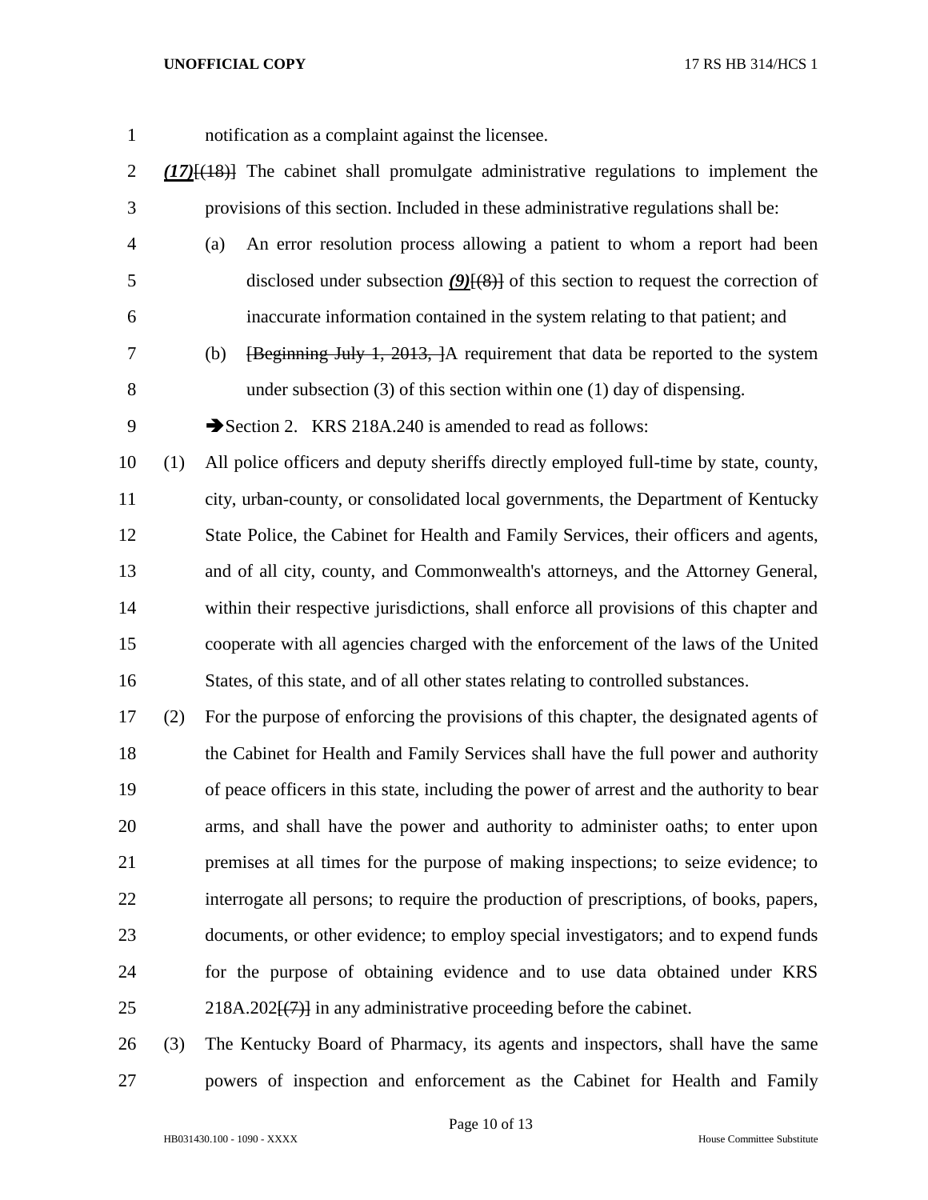notification as a complaint against the licensee.

*(17)*[(18)] The cabinet shall promulgate administrative regulations to implement the provisions of this section. Included in these administrative regulations shall be:

(a) An error resolution process allowing a patient to whom a report had been disclosed under subsection *(9)*[(8)] of this section to request the correction of inaccurate information contained in the system relating to that patient; and

(b) [Beginning July 1, 2013, ]A requirement that data be reported to the system under subsection (3) of this section within one (1) day of dispensing.

➔Section 2. KRS 218A.240 is amended to read as follows:

(1) All police officers and deputy sheriffs directly employed full-time by state, county, city, urban-county, or consolidated local governments, the Department of Kentucky State Police, the Cabinet for Health and Family Services, their officers and agents, and of all city, county, and Commonwealth's attorneys, and the Attorney General, within their respective jurisdictions, shall enforce all provisions of this chapter and cooperate with all agencies charged with the enforcement of the laws of the United States, of this state, and of all other states relating to controlled substances.

(2) For the purpose of enforcing the provisions of this chapter, the designated agents of the Cabinet for Health and Family Services shall have the full power and authority of peace officers in this state, including the power of arrest and the authority to bear arms, and shall have the power and authority to administer oaths; to enter upon premises at all times for the purpose of making inspections; to seize evidence; to interrogate all persons; to require the production of prescriptions, of books, papers, documents, or other evidence; to employ special investigators; and to expend funds for the purpose of obtaining evidence and to use data obtained under KRS 218A.202[(7)] in any administrative proceeding before the cabinet.

(3) The Kentucky Board of Pharmacy, its agents and inspectors, shall have the same powers of inspection and enforcement as the Cabinet for Health and Family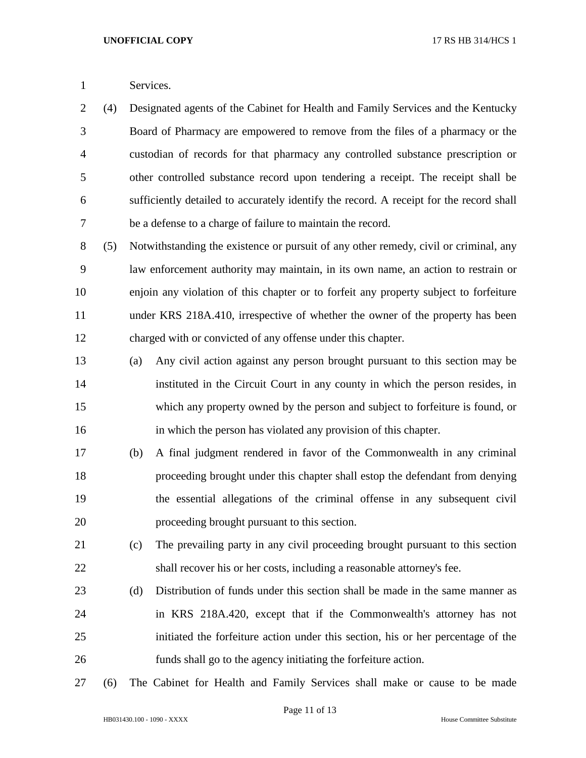Services.

(4) Designated agents of the Cabinet for Health and Family Services and the Kentucky Board of Pharmacy are empowered to remove from the files of a pharmacy or the custodian of records for that pharmacy any controlled substance prescription or other controlled substance record upon tendering a receipt. The receipt shall be sufficiently detailed to accurately identify the record. A receipt for the record shall be a defense to a charge of failure to maintain the record.

(5) Notwithstanding the existence or pursuit of any other remedy, civil or criminal, any law enforcement authority may maintain, in its own name, an action to restrain or enjoin any violation of this chapter or to forfeit any property subject to forfeiture under KRS 218A.410, irrespective of whether the owner of the property has been charged with or convicted of any offense under this chapter.

(a) Any civil action against any person brought pursuant to this section may be instituted in the Circuit Court in any county in which the person resides, in which any property owned by the person and subject to forfeiture is found, or in which the person has violated any provision of this chapter.

(b) A final judgment rendered in favor of the Commonwealth in any criminal proceeding brought under this chapter shall estop the defendant from denying the essential allegations of the criminal offense in any subsequent civil proceeding brought pursuant to this section.

(c) The prevailing party in any civil proceeding brought pursuant to this section shall recover his or her costs, including a reasonable attorney's fee.

(d) Distribution of funds under this section shall be made in the same manner as in KRS 218A.420, except that if the Commonwealth's attorney has not initiated the forfeiture action under this section, his or her percentage of the funds shall go to the agency initiating the forfeiture action.

(6) The Cabinet for Health and Family Services shall make or cause to be made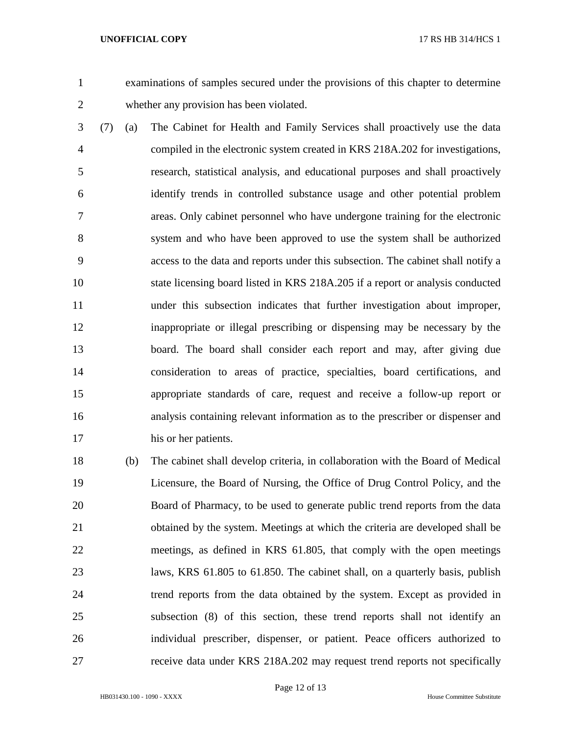examinations of samples secured under the provisions of this chapter to determine whether any provision has been violated.

(7) (a) The Cabinet for Health and Family Services shall proactively use the data compiled in the electronic system created in KRS 218A.202 for investigations, research, statistical analysis, and educational purposes and shall proactively identify trends in controlled substance usage and other potential problem areas. Only cabinet personnel who have undergone training for the electronic system and who have been approved to use the system shall be authorized access to the data and reports under this subsection. The cabinet shall notify a state licensing board listed in KRS 218A.205 if a report or analysis conducted under this subsection indicates that further investigation about improper, inappropriate or illegal prescribing or dispensing may be necessary by the board. The board shall consider each report and may, after giving due consideration to areas of practice, specialties, board certifications, and appropriate standards of care, request and receive a follow-up report or analysis containing relevant information as to the prescriber or dispenser and his or her patients.

(b) The cabinet shall develop criteria, in collaboration with the Board of Medical Licensure, the Board of Nursing, the Office of Drug Control Policy, and the Board of Pharmacy, to be used to generate public trend reports from the data obtained by the system. Meetings at which the criteria are developed shall be meetings, as defined in KRS 61.805, that comply with the open meetings laws, KRS 61.805 to 61.850. The cabinet shall, on a quarterly basis, publish trend reports from the data obtained by the system. Except as provided in subsection (8) of this section, these trend reports shall not identify an individual prescriber, dispenser, or patient. Peace officers authorized to receive data under KRS 218A.202 may request trend reports not specifically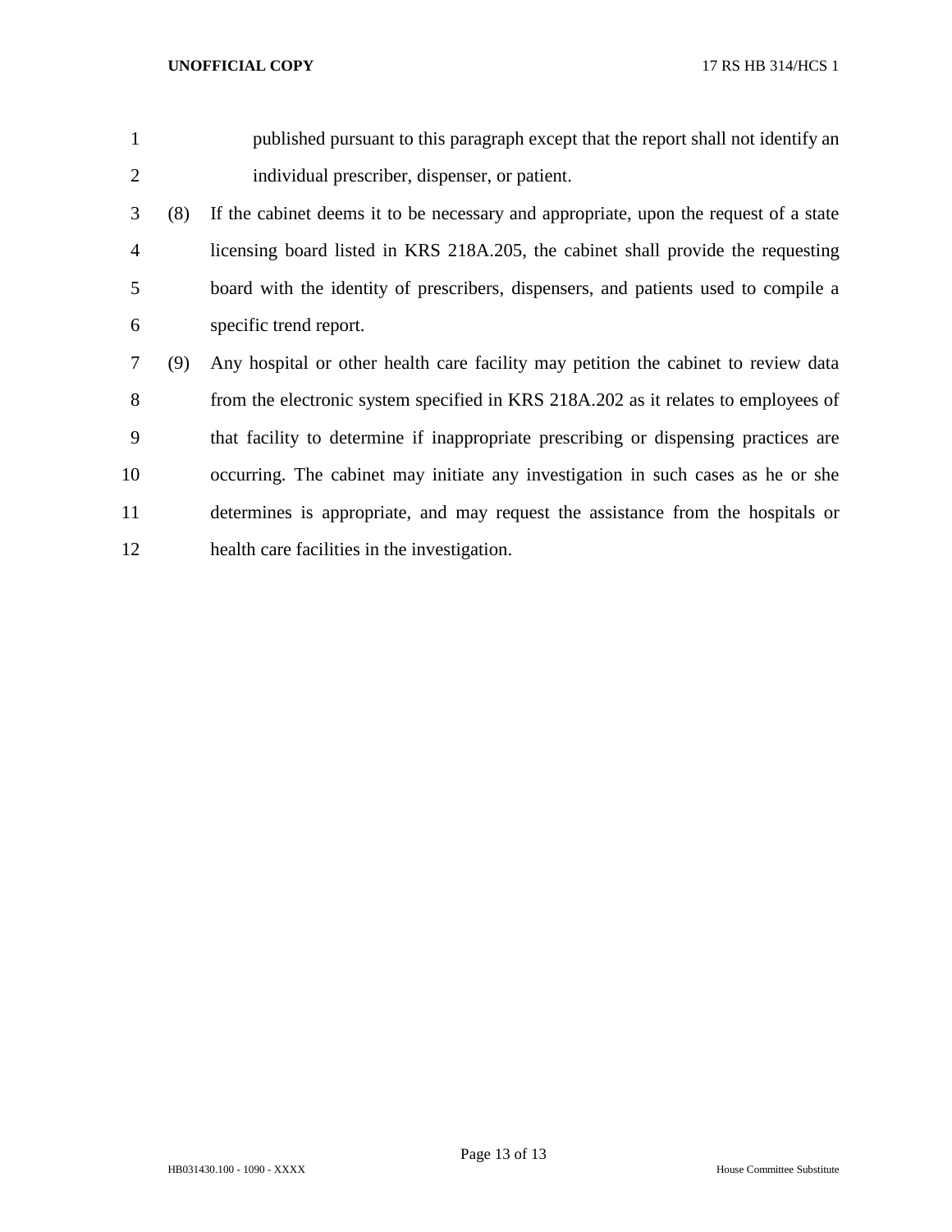published pursuant to this paragraph except that the report shall not identify an individual prescriber, dispenser, or patient.

(8) If the cabinet deems it to be necessary and appropriate, upon the request of a state licensing board listed in KRS 218A.205, the cabinet shall provide the requesting board with the identity of prescribers, dispensers, and patients used to compile a specific trend report.

(9) Any hospital or other health care facility may petition the cabinet to review data from the electronic system specified in KRS 218A.202 as it relates to employees of that facility to determine if inappropriate prescribing or dispensing practices are occurring. The cabinet may initiate any investigation in such cases as he or she determines is appropriate, and may request the assistance from the hospitals or health care facilities in the investigation.